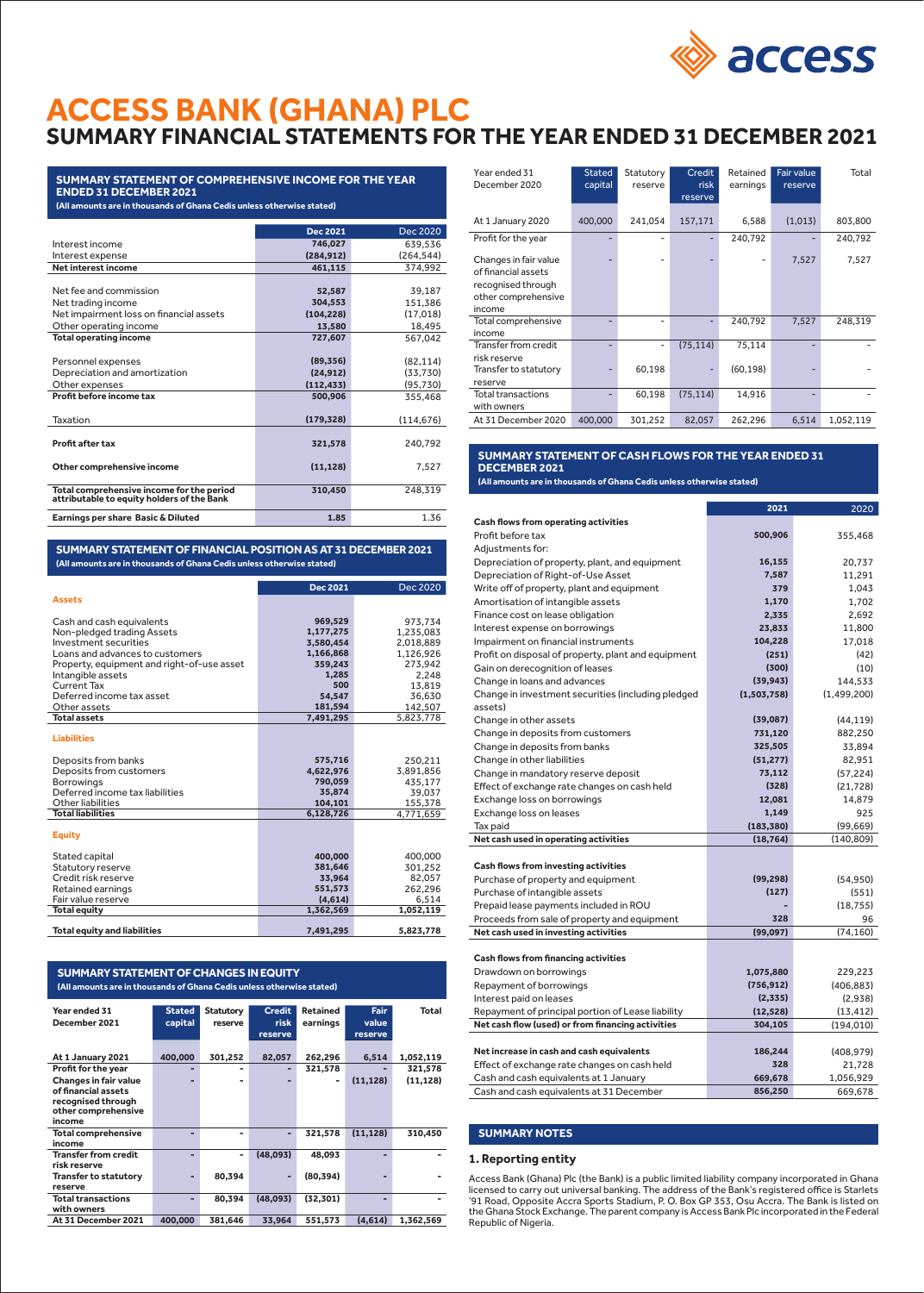# ACCESS BANK (GHANA) PLC

## SUMMARY FINANCIAL STATEMENTS FOR THE YEAR ENDED 31 DECEMBER 2021

### SUMMARY STATEMENT OF COMPREHENSIVE INCOME FOR THE YEAR ENDED 31 DECEMBER 2021

**(All amounts are in thousands of Ghana Cedis unless otherwise stated)**

| | Dec 2021 | Dec 2020 |
|---|---|---|
| Interest income | 746,027 | 639,536 |
| Interest expense | (284,912) | (264,544) |
| **Net interest income** | **461,115** | 374,992 |
| Net fee and commission | 52,587 | 39,187 |
| Net trading income | 304,553 | 151,386 |
| Net impairment loss on financial assets | (104,228) | (17,018) |
| Other operating income | 13,580 | 18,495 |
| **Total operating income** | **727,607** | 567,042 |
| Personnel expenses | (89,356) | (82,114) |
| Depreciation and amortization | (24,912) | (33,730) |
| Other expenses | (112,433) | (95,730) |
| **Profit before income tax** | **500,906** | 355,468 |
| Taxation | (179,328) | (114,676) |
| **Profit after tax** | **321,578** | 240,792 |
| **Other comprehensive income** | **(11,128)** | 7,527 |
| **Total comprehensive income for the period attributable to equity holders of the Bank** | **310,450** | 248,319 |
| **Earnings per share Basic & Diluted** | **1.85** | 1.36 |

### SUMMARY STATEMENT OF FINANCIAL POSITION AS AT 31 DECEMBER 2021

**(All amounts are in thousands of Ghana Cedis unless otherwise stated)**

| | Dec 2021 | Dec 2020 |
|---|---|---|
| **Assets** | | |
| Cash and cash equivalents | 969,529 | 973,734 |
| Non-pledged trading Assets | 1,177,275 | 1,235,083 |
| Investment securities | 3,580,454 | 2,018,889 |
| Loans and advances to customers | 1,166,868 | 1,126,926 |
| Property, equipment and right-of-use asset | 359,243 | 273,942 |
| Intangible assets | 1,285 | 2,248 |
| Current Tax | 500 | 13,819 |
| Deferred income tax asset | 54,547 | 36,630 |
| Other assets | 181,594 | 142,507 |
| **Total assets** | **7,491,295** | 5,823,778 |
| **Liabilities** | | |
| Deposits from banks | 575,716 | 250,211 |
| Deposits from customers | 4,622,976 | 3,891,856 |
| Borrowings | 790,059 | 435,177 |
| Deferred income tax liabilities | 35,874 | 39,037 |
| Other liabilities | 104,101 | 155,378 |
| **Total liabilities** | **6,128,726** | 4,771,659 |
| **Equity** | | |
| Stated capital | 400,000 | 400,000 |
| Statutory reserve | 381,646 | 301,252 |
| Credit risk reserve | 33,964 | 82,057 |
| Retained earnings | 551,573 | 262,296 |
| Fair value reserve | (4,614) | 6,514 |
| **Total equity** | **1,362,569** | **1,052,119** |
| **Total equity and liabilities** | **7,491,295** | **5,823,778** |

### SUMMARY STATEMENT OF CHANGES IN EQUITY

**(All amounts are in thousands of Ghana Cedis unless otherwise stated)**

| Year ended 31 December 2021 | Stated capital | Statutory reserve | Credit risk reserve | Retained earnings | Fair value reserve | Total |
|---|---|---|---|---|---|---|
| **At 1 January 2021** | 400,000 | 301,252 | 82,057 | 262,296 | 6,514 | 1,052,119 |
| **Profit for the year** | - | - | - | 321,578 | - | 321,578 |
| **Changes in fair value of financial assets recognised through other comprehensive income** | - | - | - | - | (11,128) | (11,128) |
| **Total comprehensive income** | - | - | - | 321,578 | (11,128) | 310,450 |
| **Transfer from credit risk reserve** | - | - | (48,093) | 48,093 | - | - |
| **Transfer to statutory reserve** | - | 80,394 | - | (80,394) | - | - |
| **Total transactions with owners** | - | 80,394 | (48,093) | (32,301) | - | - |
| **At 31 December 2021** | 400,000 | 381,646 | 33,964 | 551,573 | (4,614) | 1,362,569 |

| Year ended 31 December 2020 | Stated capital | Statutory reserve | Credit risk reserve | Retained earnings | Fair value reserve | Total |
|---|---|---|---|---|---|---|
| At 1 January 2020 | 400,000 | 241,054 | 157,171 | 6,588 | (1,013) | 803,800 |
| Profit for the year | - | - | - | 240,792 | - | 240,792 |
| Changes in fair value of financial assets recognised through other comprehensive income | - | - | - | - | 7,527 | 7,527 |
| Total comprehensive income | - | - | - | 240,792 | 7,527 | 248,319 |
| Transfer from credit risk reserve | - | - | (75,114) | 75,114 | - | - |
| Transfer to statutory reserve | - | 60,198 | - | (60,198) | - | - |
| Total transactions with owners | - | 60,198 | (75,114) | 14,916 | - | - |
| At 31 December 2020 | 400,000 | 301,252 | 82,057 | 262,296 | 6,514 | 1,052,119 |

### SUMMARY STATEMENT OF CASH FLOWS FOR THE YEAR ENDED 31 DECEMBER 2021

**(All amounts are in thousands of Ghana Cedis unless otherwise stated)**

| | 2021 | 2020 |
|---|---|---|
| **Cash flows from operating activities** | | |
| Profit before tax | 500,906 | 355,468 |
| Adjustments for: | | |
| Depreciation of property, plant, and equipment | 16,155 | 20,737 |
| Depreciation of Right-of-Use Asset | 7,587 | 11,291 |
| Write off of property, plant and equipment | 379 | 1,043 |
| Amortisation of intangible assets | 1,170 | 1,702 |
| Finance cost on lease obligation | 2,335 | 2,692 |
| Interest expense on borrowings | 23,833 | 11,800 |
| Impairment on financial instruments | 104,228 | 17,018 |
| Profit on disposal of property, plant and equipment | (251) | (42) |
| Gain on derecognition of leases | (300) | (10) |
| Change in loans and advances | (39,943) | 144,533 |
| Change in investment securities (including pledged assets) | (1,503,758) | (1,499,200) |
| Change in other assets | (39,087) | (44,119) |
| Change in deposits from customers | 731,120 | 882,250 |
| Change in deposits from banks | 325,505 | 33,894 |
| Change in other liabilities | (51,277) | 82,951 |
| Change in mandatory reserve deposit | 73,112 | (57,224) |
| Effect of exchange rate changes on cash held | (328) | (21,728) |
| Exchange loss on borrowings | 12,081 | 14,879 |
| Exchange loss on leases | 1,149 | 925 |
| Tax paid | (183,380) | (99,669) |
| **Net cash used in operating activities** | **(18,764)** | (140,809) |
| **Cash flows from investing activities** | | |
| Purchase of property and equipment | (99,298) | (54,950) |
| Purchase of intangible assets | (127) | (551) |
| Prepaid lease payments included in ROU | - | (18,755) |
| Proceeds from sale of property and equipment | 328 | 96 |
| **Net cash used in investing activities** | **(99,097)** | (74,160) |
| **Cash flows from financing activities** | | |
| Drawdown on borrowings | 1,075,880 | 229,223 |
| Repayment of borrowings | (756,912) | (406,883) |
| Interest paid on leases | (2,335) | (2,938) |
| Repayment of principal portion of Lease liability | (12,528) | (13,412) |
| **Net cash flow (used) or from financing activities** | **304,105** | (194,010) |
| **Net increase in cash and cash equivalents** | **186,244** | (408,979) |
| Effect of exchange rate changes on cash held | 328 | 21,728 |
| Cash and cash equivalents at 1 January | 669,678 | 1,056,929 |
| Cash and cash equivalents at 31 December | 856,250 | 669,678 |

### SUMMARY NOTES

#### 1. Reporting entity

Access Bank (Ghana) Plc (the Bank) is a public limited liability company incorporated in Ghana licensed to carry out universal banking. The address of the Bank's registered office is Starlets '91 Road, Opposite Accra Sports Stadium, P. O. Box GP 353, Osu Accra. The Bank is listed on the Ghana Stock Exchange. The parent company is Access Bank Plc incorporated in the Federal Republic of Nigeria.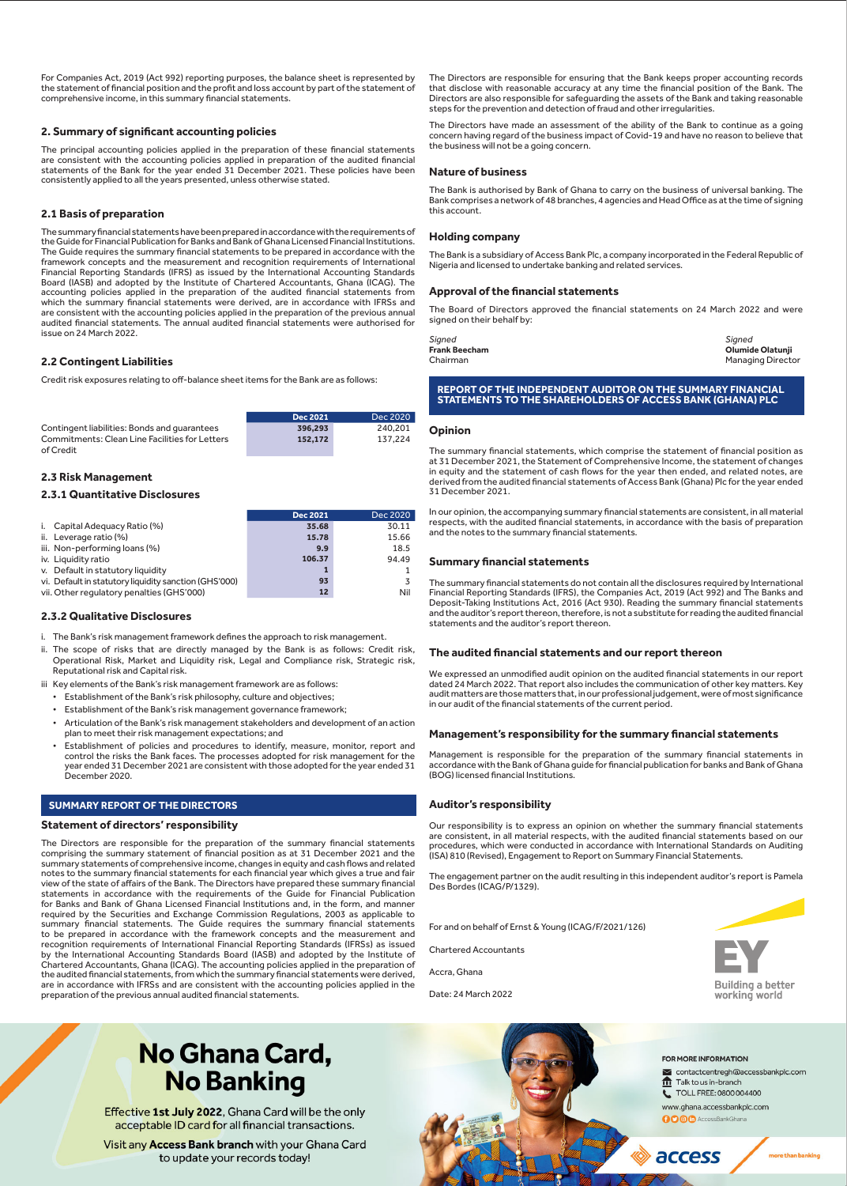For Companies Act, 2019 (Act 992) reporting purposes, the balance sheet is represented by the statement of financial position and the profit and loss account by part of the statement of comprehensive income, in this summary financial statements.

## 2. Summary of significant accounting policies

The principal accounting policies applied in the preparation of these financial statements are consistent with the accounting policies applied in preparation of the audited financial statements of the Bank for the year ended 31 December 2021. These policies have been consistently applied to all the years presented, unless otherwise stated.

### 2.1 Basis of preparation

The summary financial statements have been prepared in accordance with the requirements of the Guide for Financial Publication for Banks and Bank of Ghana Licensed Financial Institutions. The Guide requires the summary financial statements to be prepared in accordance with the framework concepts and the measurement and recognition requirements of International Financial Reporting Standards (IFRS) as issued by the International Accounting Standards Board (IASB) and adopted by the Institute of Chartered Accountants, Ghana (ICAG). The accounting policies applied in the preparation of the audited financial statements from which the summary financial statements were derived, are in accordance with IFRSs and are consistent with the accounting policies applied in the preparation of the previous annual audited financial statements. The annual audited financial statements were authorised for issue on 24 March 2022.

### 2.2 Contingent Liabilities

Credit risk exposures relating to off-balance sheet items for the Bank are as follows:

| | Dec 2021 | Dec 2020 |
|---|---|---|
| Contingent liabilities: Bonds and guarantees | 396,293 | 240,201 |
| Commitments: Clean Line Facilities for Letters of Credit | 152,172 | 137,224 |

### 2.3 Risk Management

### 2.3.1 Quantitative Disclosures

| | Dec 2021 | Dec 2020 |
|---|---|---|
| i. Capital Adequacy Ratio (%) | 35.68 | 30.11 |
| ii. Leverage ratio (%) | 15.78 | 15.66 |
| iii. Non-performing loans (%) | 9.9 | 18.5 |
| iv. Liquidity ratio | 106.37 | 94.49 |
| v. Default in statutory liquidity | 1 | 1 |
| vi. Default in statutory liquidity sanction (GHS'000) | 93 | 3 |
| vii. Other regulatory penalties (GHS'000) | 12 | Nil |

### 2.3.2 Qualitative Disclosures

i. The Bank's risk management framework defines the approach to risk management.

ii. The scope of risks that are directly managed by the Bank is as follows: Credit risk, Operational Risk, Market and Liquidity risk, Legal and Compliance risk, Strategic risk, Reputational risk and Capital risk.

iii Key elements of the Bank's risk management framework are as follows:

- Establishment of the Bank's risk philosophy, culture and objectives;
- Establishment of the Bank's risk management governance framework;
- Articulation of the Bank's risk management stakeholders and development of an action plan to meet their risk management expectations; and
- Establishment of policies and procedures to identify, measure, monitor, report and control the risks the Bank faces. The processes adopted for risk management for the year ended 31 December 2021 are consistent with those adopted for the year ended 31 December 2020.

## SUMMARY REPORT OF THE DIRECTORS

### Statement of directors' responsibility

The Directors are responsible for the preparation of the summary financial statements comprising the summary statement of financial position as at 31 December 2021 and the summary statements of comprehensive income, changes in equity and cash flows and related notes to the summary financial statements for each financial year which gives a true and fair view of the state of affairs of the Bank. The Directors have prepared these summary financial statements in accordance with the requirements of the Guide for Financial Publication for Banks and Bank of Ghana Licensed Financial Institutions and, in the form, and manner required by the Securities and Exchange Commission Regulations, 2003 as applicable to summary financial statements. The Guide requires the summary financial statements to be prepared in accordance with the framework concepts and the measurement and recognition requirements of International Financial Reporting Standards (IFRSs) as issued by the International Accounting Standards Board (IASB) and adopted by the Institute of Chartered Accountants, Ghana (ICAG). The accounting policies applied in the preparation of the audited financial statements, from which the summary financial statements were derived, are in accordance with IFRSs and are consistent with the accounting policies applied in the preparation of the previous annual audited financial statements.

The Directors are responsible for ensuring that the Bank keeps proper accounting records that disclose with reasonable accuracy at any time the financial position of the Bank. The Directors are also responsible for safeguarding the assets of the Bank and taking reasonable steps for the prevention and detection of fraud and other irregularities.

The Directors have made an assessment of the ability of the Bank to continue as a going concern having regard of the business impact of Covid-19 and have no reason to believe that the business will not be a going concern.

### Nature of business

The Bank is authorised by Bank of Ghana to carry on the business of universal banking. The Bank comprises a network of 48 branches, 4 agencies and Head Office as at the time of signing this account.

### Holding company

The Bank is a subsidiary of Access Bank Plc, a company incorporated in the Federal Republic of Nigeria and licensed to undertake banking and related services.

### Approval of the financial statements

The Board of Directors approved the financial statements on 24 March 2022 and were signed on their behalf by:

*Signed*
**Frank Beecham**
Chairman

*Signed*
**Olumide Olatunji**
Managing Director

## REPORT OF THE INDEPENDENT AUDITOR ON THE SUMMARY FINANCIAL STATEMENTS TO THE SHAREHOLDERS OF ACCESS BANK (GHANA) PLC

### Opinion

The summary financial statements, which comprise the statement of financial position as at 31 December 2021, the Statement of Comprehensive Income, the statement of changes in equity and statement of cash flows for the year then ended, and related notes, are derived from the audited financial statements of Access Bank (Ghana) Plc for the year ended 31 December 2021.

In our opinion, the accompanying summary financial statements are consistent, in all material respects, with the audited financial statements, in accordance with the basis of preparation and the notes to the summary financial statements.

### Summary financial statements

The summary financial statements do not contain all the disclosures required by International Financial Reporting Standards (IFRS), the Companies Act, 2019 (Act 992) and The Banks and Deposit-Taking Institutions Act, 2016 (Act 930). Reading the summary financial statements and the auditor's report thereon, therefore, is not a substitute for reading the audited financial statements and the auditor's report thereon.

### The audited financial statements and our report thereon

We expressed an unmodified audit opinion on the audited financial statements in our report dated 24 March 2022. That report also includes the communication of other key matters. Key audit matters are those matters that, in our professional judgement, were of most significance in our audit of the financial statements of the current period.

### Management's responsibility for the summary financial statements

Management is responsible for the preparation of the summary financial statements in accordance with the Bank of Ghana guide for financial publication for banks and Bank of Ghana (BOG) licensed financial Institutions.

### Auditor's responsibility

Our responsibility is to express an opinion on whether the summary financial statements are consistent, in all material respects, with the audited financial statements based on our procedures, which were conducted in accordance with International Standards on Auditing (ISA) 810 (Revised), Engagement to Report on Summary Financial Statements.

The engagement partner on the audit resulting in this independent auditor's report is Pamela Des Bordes (ICAG/P/1329).

For and on behalf of Ernst & Young (ICAG/F/2021/126)

Chartered Accountants

Accra, Ghana

Date: 24 March 2022

EY
Building a better working world

# No Ghana Card, No Banking

Effective **1st July 2022**, Ghana Card will be the only acceptable ID card for all financial transactions.

Visit any **Access Bank branch** with your Ghana Card to update your records today!

**FOR MORE INFORMATION**
contactcentregh@accessbankplc.com
Talk to us in-branch
TOLL FREE: 0800 004400
www.ghana.accessbankplc.com
AccessBankGhana

access
more than banking